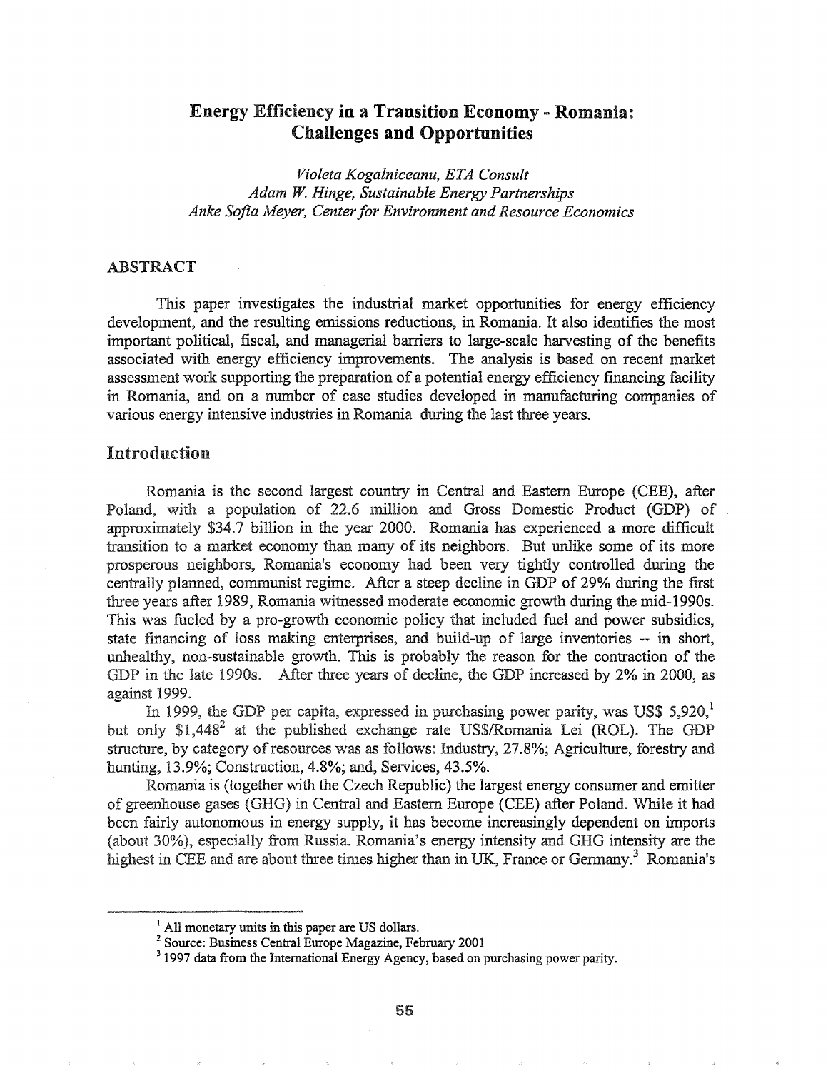# Energy Efficiency in a Transition Economy - Romania: Challenges and Opportunities

*Violeta Kogalniceanu, ETA Consult*
*Adam W. Hinge, Sustainable Energy Partnerships*
*Anke Sofia Meyer, Center for Environment and Resource Economics*

## ABSTRACT

This paper investigates the industrial market opportunities for energy efficiency development, and the resulting emissions reductions, in Romania. It also identifies the most important political, fiscal, and managerial barriers to large-scale harvesting of the benefits associated with energy efficiency improvements. The analysis is based on recent market assessment work supporting the preparation of a potential energy efficiency financing facility in Romania, and on a number of case studies developed in manufacturing companies of various energy intensive industries in Romania during the last three years.

## Introduction

Romania is the second largest country in Central and Eastern Europe (CEE), after Poland, with a population of 22.6 million and Gross Domestic Product (GDP) of approximately $34.7 billion in the year 2000. Romania has experienced a more difficult transition to a market economy than many of its neighbors. But unlike some of its more prosperous neighbors, Romania's economy had been very tightly controlled during the centrally planned, communist regime. After a steep decline in GDP of 29% during the first three years after 1989, Romania witnessed moderate economic growth during the mid-1990s. This was fueled by a pro-growth economic policy that included fuel and power subsidies, state financing of loss making enterprises, and build-up of large inventories -- in short, unhealthy, non-sustainable growth. This is probably the reason for the contraction of the GDP in the late 1990s. After three years of decline, the GDP increased by 2% in 2000, as against 1999.

In 1999, the GDP per capita, expressed in purchasing power parity, was US$ 5,920,[1] but only $1,448[2] at the published exchange rate US$/Romania Lei (ROL). The GDP structure, by category of resources was as follows: Industry, 27.8%; Agriculture, forestry and hunting, 13.9%; Construction, 4.8%; and, Services, 43.5%.

Romania is (together with the Czech Republic) the largest energy consumer and emitter of greenhouse gases (GHG) in Central and Eastern Europe (CEE) after Poland. While it had been fairly autonomous in energy supply, it has become increasingly dependent on imports (about 30%), especially from Russia. Romania's energy intensity and GHG intensity are the highest in CEE and are about three times higher than in UK, France or Germany.[3] Romania's

---

[1] All monetary units in this paper are US dollars.

[2] Source: Business Central Europe Magazine, February 2001

[3] 1997 data from the International Energy Agency, based on purchasing power parity.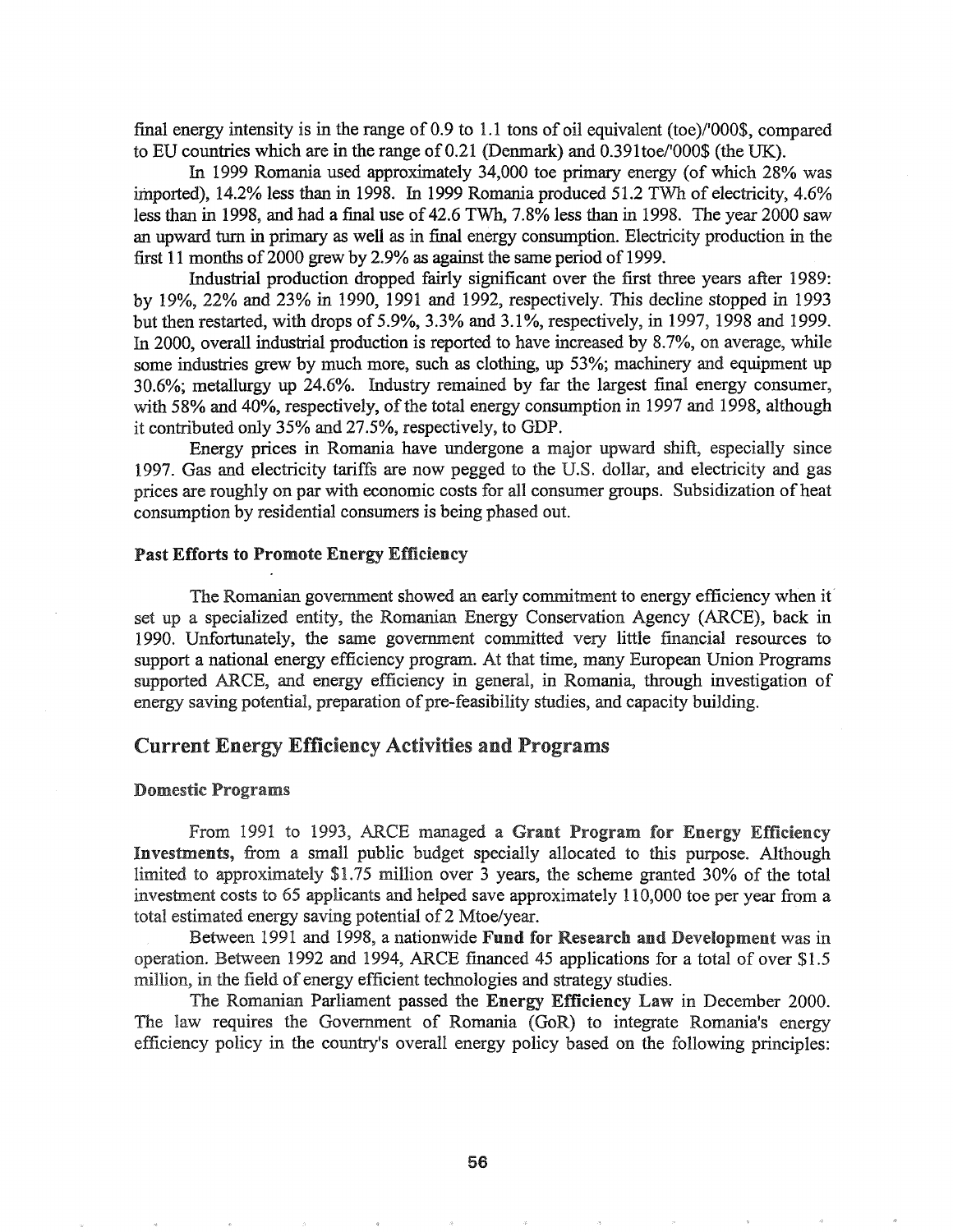final energy intensity is in the range of 0.9 to 1.1 tons of oil equivalent (toe)/'000$, compared to EU countries which are in the range of 0.21 (Denmark) and 0.391toe/'000$ (the UK).

In 1999 Romania used approximately 34,000 toe primary energy (of which 28% was imported), 14.2% less than in 1998. In 1999 Romania produced 51.2 TWh of electricity, 4.6% less than in 1998, and had a final use of 42.6 TWh, 7.8% less than in 1998. The year 2000 saw an upward turn in primary as well as in final energy consumption. Electricity production in the first 11 months of 2000 grew by 2.9% as against the same period of 1999.

Industrial production dropped fairly significant over the first three years after 1989: by 19%, 22% and 23% in 1990, 1991 and 1992, respectively. This decline stopped in 1993 but then restarted, with drops of 5.9%, 3.3% and 3.1%, respectively, in 1997, 1998 and 1999. In 2000, overall industrial production is reported to have increased by 8.7%, on average, while some industries grew by much more, such as clothing, up 53%; machinery and equipment up 30.6%; metallurgy up 24.6%. Industry remained by far the largest final energy consumer, with 58% and 40%, respectively, of the total energy consumption in 1997 and 1998, although it contributed only 35% and 27.5%, respectively, to GDP.

Energy prices in Romania have undergone a major upward shift, especially since 1997. Gas and electricity tariffs are now pegged to the U.S. dollar, and electricity and gas prices are roughly on par with economic costs for all consumer groups. Subsidization of heat consumption by residential consumers is being phased out.

### Past Efforts to Promote Energy Efficiency

The Romanian government showed an early commitment to energy efficiency when it set up a specialized entity, the Romanian Energy Conservation Agency (ARCE), back in 1990. Unfortunately, the same government committed very little financial resources to support a national energy efficiency program. At that time, many European Union Programs supported ARCE, and energy efficiency in general, in Romania, through investigation of energy saving potential, preparation of pre-feasibility studies, and capacity building.

## Current Energy Efficiency Activities and Programs

### Domestic Programs

From 1991 to 1993, ARCE managed a **Grant Program for Energy Efficiency Investments,** from a small public budget specially allocated to this purpose. Although limited to approximately $1.75 million over 3 years, the scheme granted 30% of the total investment costs to 65 applicants and helped save approximately 110,000 toe per year from a total estimated energy saving potential of 2 Mtoe/year.

Between 1991 and 1998, a nationwide **Fund for Research and Development** was in operation. Between 1992 and 1994, ARCE financed 45 applications for a total of over $1.5 million, in the field of energy efficient technologies and strategy studies.

The Romanian Parliament passed the **Energy Efficiency** Law in December 2000. The law requires the Government of Romania (GoR) to integrate Romania's energy efficiency policy in the country's overall energy policy based on the following principles: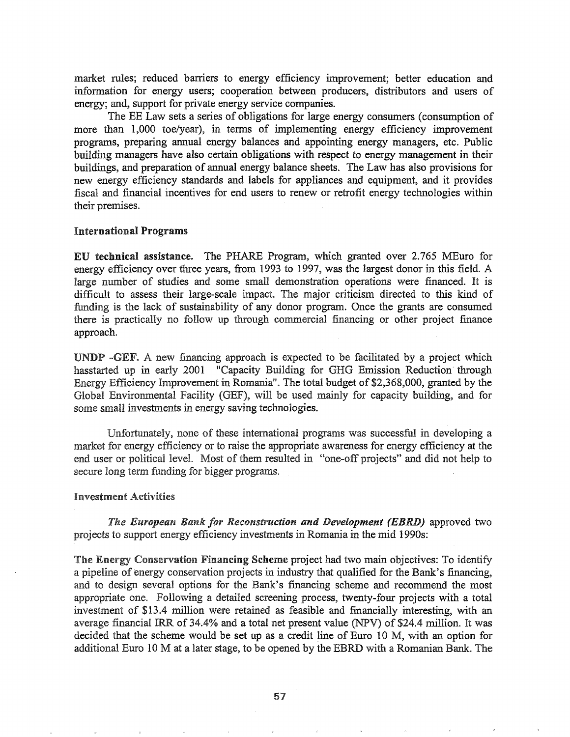market rules; reduced barriers to energy efficiency improvement; better education and information for energy users; cooperation between producers, distributors and users of energy; and, support for private energy service companies.

The EE Law sets a series of obligations for large energy consumers (consumption of more than 1,000 toe/year), in terms of implementing energy efficiency improvement programs, preparing annual energy balances and appointing energy managers, etc. Public building managers have also certain obligations with respect to energy management in their buildings, and preparation of annual energy balance sheets. The Law has also provisions for new energy efficiency standards and labels for appliances and equipment, and it provides fiscal and financial incentives for end users to renew or retrofit energy technologies within their premises.

### International Programs

**EU technical assistance.** The PHARE Program, which granted over 2.765 MEuro for energy efficiency over three years, from 1993 to 1997, was the largest donor in this field. A large number of studies and some small demonstration operations were financed. It is difficult to assess their large-scale impact. The major criticism directed to this kind of funding is the lack of sustainability of any donor program. Once the grants are consumed there is practically no follow up through commercial financing or other project finance approach.

**UNDP -GEF.** A new financing approach is expected to be facilitated by a project which hasstarted up in early 2001 "Capacity Building for GHG Emission Reduction through Energy Efficiency Improvement in Romania". The total budget of $2,368,000, granted by the Global Environmental Facility (GEF), will be used mainly for capacity building, and for some small investments in energy saving technologies.

Unfortunately, none of these international programs was successful in developing a market for energy efficiency or to raise the appropriate awareness for energy efficiency at the end user or political level. Most of them resulted in "one-off projects" and did not help to secure long term funding for bigger programs.

### Investment Activities

***The European Bank for Reconstruction and Development (EBRD)*** approved two projects to support energy efficiency investments in Romania in the mid 1990s:

**The Energy Conservation Financing Scheme** project had two main objectives: To identify a pipeline of energy conservation projects in industry that qualified for the Bank's financing, and to design several options for the Bank's financing scheme and recommend the most appropriate one. Following a detailed screening process, twenty-four projects with a total investment of $13.4 million were retained as feasible and financially interesting, with an average financial IRR of 34.4% and a total net present value (NPV) of $24.4 million. It was decided that the scheme would be set up as a credit line of Euro 10 M, with an option for additional Euro 10 M at a later stage, to be opened by the EBRD with a Romanian Bank. The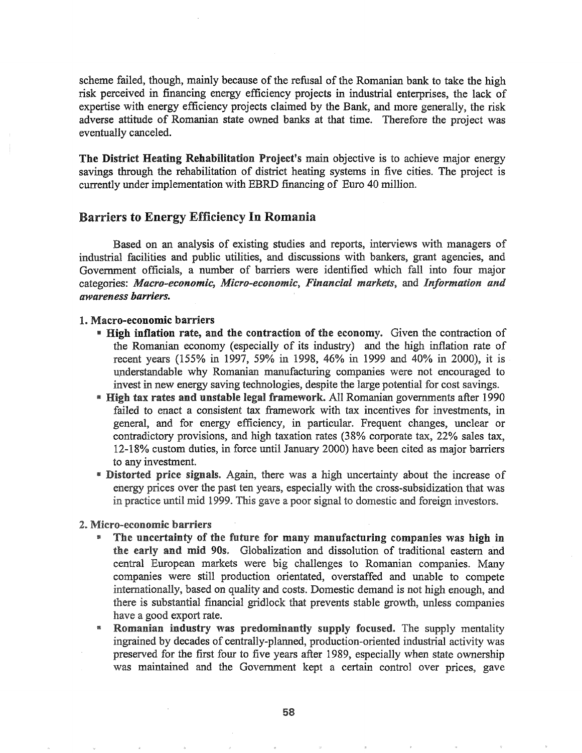scheme failed, though, mainly because of the refusal of the Romanian bank to take the high risk perceived in financing energy efficiency projects in industrial enterprises, the lack of expertise with energy efficiency projects claimed by the Bank, and more generally, the risk adverse attitude of Romanian state owned banks at that time. Therefore the project was eventually canceled.

**The District Heating Rehabilitation Project's** main objective is to achieve major energy savings through the rehabilitation of district heating systems in five cities. The project is currently under implementation with EBRD financing of Euro 40 million.

## Barriers to Energy Efficiency In Romania

Based on an analysis of existing studies and reports, interviews with managers of industrial facilities and public utilities, and discussions with bankers, grant agencies, and Government officials, a number of barriers were identified which fall into four major categories: ***Macro-economic, Micro-economic, Financial markets,*** and ***Information and awareness barriers.***

### 1. Macro-economic barriers

- **High inflation rate, and the contraction of the economy.** Given the contraction of the Romanian economy (especially of its industry) and the high inflation rate of recent years (155% in 1997, 59% in 1998, 46% in 1999 and 40% in 2000), it is understandable why Romanian manufacturing companies were not encouraged to invest in new energy saving technologies, despite the large potential for cost savings.
- **High tax rates and unstable legal framework.** All Romanian governments after 1990 failed to enact a consistent tax framework with tax incentives for investments, in general, and for energy efficiency, in particular. Frequent changes, unclear or contradictory provisions, and high taxation rates (38% corporate tax, 22% sales tax, 12-18% custom duties, in force until January 2000) have been cited as major barriers to any investment.
- **Distorted price signals.** Again, there was a high uncertainty about the increase of energy prices over the past ten years, especially with the cross-subsidization that was in practice until mid 1999. This gave a poor signal to domestic and foreign investors.

### 2. Micro-economic barriers

- **The uncertainty of the future for many manufacturing companies was high in the early and mid 90s.** Globalization and dissolution of traditional eastern and central European markets were big challenges to Romanian companies. Many companies were still production orientated, overstaffed and unable to compete internationally, based on quality and costs. Domestic demand is not high enough, and there is substantial financial gridlock that prevents stable growth, unless companies have a good export rate.
- **Romanian industry was predominantly supply focused.** The supply mentality ingrained by decades of centrally-planned, production-oriented industrial activity was preserved for the first four to five years after 1989, especially when state ownership was maintained and the Government kept a certain control over prices, gave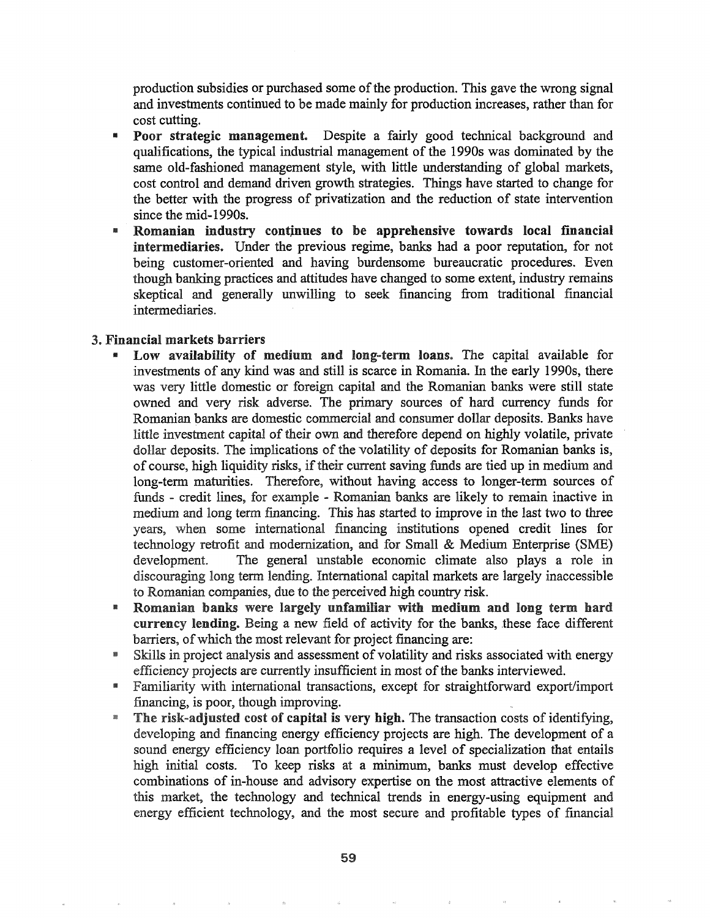production subsidies or purchased some of the production. This gave the wrong signal and investments continued to be made mainly for production increases, rather than for cost cutting.

- **Poor strategic management.** Despite a fairly good technical background and qualifications, the typical industrial management of the 1990s was dominated by the same old-fashioned management style, with little understanding of global markets, cost control and demand driven growth strategies. Things have started to change for the better with the progress of privatization and the reduction of state intervention since the mid-1990s.
- **Romanian industry continues to be apprehensive towards local financial intermediaries.** Under the previous regime, banks had a poor reputation, for not being customer-oriented and having burdensome bureaucratic procedures. Even though banking practices and attitudes have changed to some extent, industry remains skeptical and generally unwilling to seek financing from traditional financial intermediaries.

**3. Financial markets barriers**

- **Low availability of medium and long-term loans.** The capital available for investments of any kind was and still is scarce in Romania. In the early 1990s, there was very little domestic or foreign capital and the Romanian banks were still state owned and very risk adverse. The primary sources of hard currency funds for Romanian banks are domestic commercial and consumer dollar deposits. Banks have little investment capital of their own and therefore depend on highly volatile, private dollar deposits. The implications of the volatility of deposits for Romanian banks is, of course, high liquidity risks, if their current saving funds are tied up in medium and long-term maturities. Therefore, without having access to longer-term sources of funds - credit lines, for example - Romanian banks are likely to remain inactive in medium and long term financing. This has started to improve in the last two to three years, when some international financing institutions opened credit lines for technology retrofit and modernization, and for Small & Medium Enterprise (SME) development. The general unstable economic climate also plays a role in discouraging long term lending. International capital markets are largely inaccessible to Romanian companies, due to the perceived high country risk.
- **Romanian banks were largely unfamiliar with medium and long term hard currency lending.** Being a new field of activity for the banks, these face different barriers, of which the most relevant for project financing are:
- Skills in project analysis and assessment of volatility and risks associated with energy efficiency projects are currently insufficient in most of the banks interviewed.
- Familiarity with international transactions, except for straightforward export/import financing, is poor, though improving.
- **The risk-adjusted cost of capital is very high.** The transaction costs of identifying, developing and financing energy efficiency projects are high. The development of a sound energy efficiency loan portfolio requires a level of specialization that entails high initial costs. To keep risks at a minimum, banks must develop effective combinations of in-house and advisory expertise on the most attractive elements of this market, the technology and technical trends in energy-using equipment and energy efficient technology, and the most secure and profitable types of financial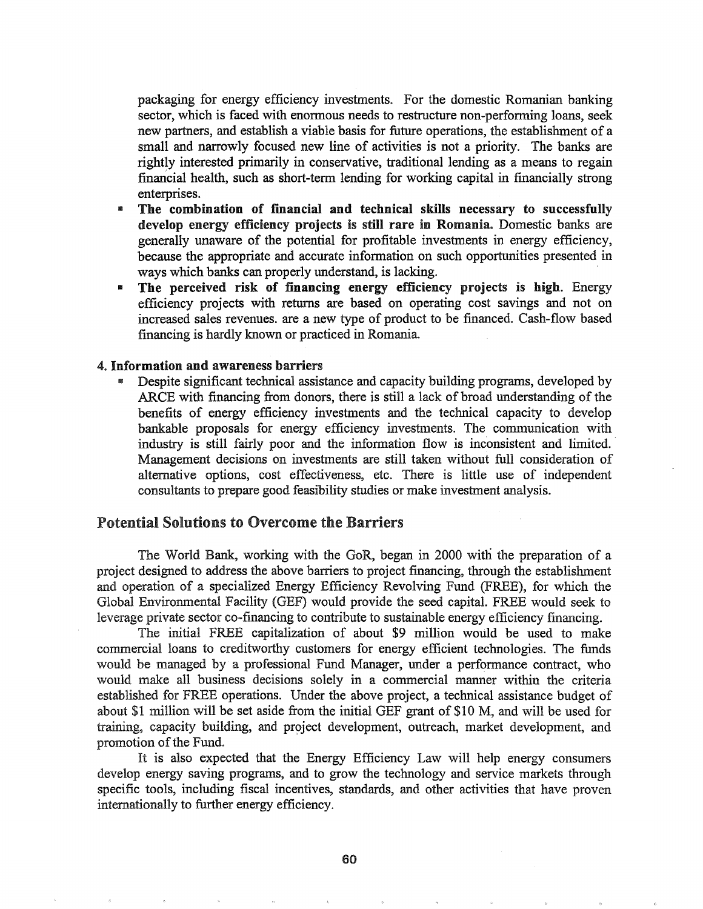packaging for energy efficiency investments. For the domestic Romanian banking sector, which is faced with enormous needs to restructure non-performing loans, seek new partners, and establish a viable basis for future operations, the establishment of a small and narrowly focused new line of activities is not a priority. The banks are rightly interested primarily in conservative, traditional lending as a means to regain financial health, such as short-term lending for working capital in financially strong enterprises.

- **The combination of financial and technical skills necessary to successfully develop energy efficiency projects is still rare in Romania.** Domestic banks are generally unaware of the potential for profitable investments in energy efficiency, because the appropriate and accurate information on such opportunities presented in ways which banks can properly understand, is lacking.
- **The perceived risk of financing energy efficiency projects is high.** Energy efficiency projects with returns are based on operating cost savings and not on increased sales revenues. are a new type of product to be financed. Cash-flow based financing is hardly known or practiced in Romania.

**4. Information and awareness barriers**

- Despite significant technical assistance and capacity building programs, developed by ARCE with financing from donors, there is still a lack of broad understanding of the benefits of energy efficiency investments and the technical capacity to develop bankable proposals for energy efficiency investments. The communication with industry is still fairly poor and the information flow is inconsistent and limited. Management decisions on investments are still taken without full consideration of alternative options, cost effectiveness, etc. There is little use of independent consultants to prepare good feasibility studies or make investment analysis.

## Potential Solutions to Overcome the Barriers

The World Bank, working with the GoR, began in 2000 with the preparation of a project designed to address the above barriers to project financing, through the establishment and operation of a specialized Energy Efficiency Revolving Fund (FREE), for which the Global Environmental Facility (GEF) would provide the seed capital. FREE would seek to leverage private sector co-financing to contribute to sustainable energy efficiency financing.

The initial FREE capitalization of about \$9 million would be used to make commercial loans to creditworthy customers for energy efficient technologies. The funds would be managed by a professional Fund Manager, under a performance contract, who would make all business decisions solely in a commercial manner within the criteria established for FREE operations. Under the above project, a technical assistance budget of about \$1 million will be set aside from the initial GEF grant of \$10 M, and will be used for training, capacity building, and project development, outreach, market development, and promotion of the Fund.

It is also expected that the Energy Efficiency Law will help energy consumers develop energy saving programs, and to grow the technology and service markets through specific tools, including fiscal incentives, standards, and other activities that have proven internationally to further energy efficiency.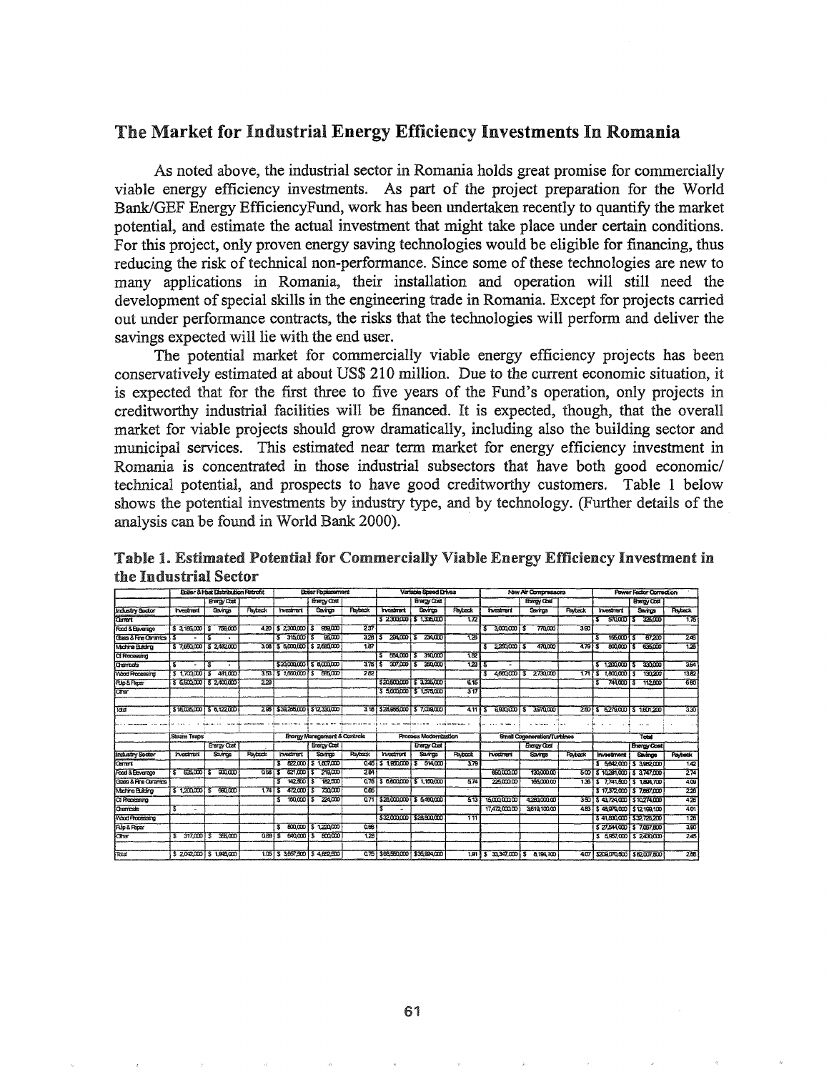## The Market for Industrial Energy Efficiency Investments In Romania

As noted above, the industrial sector in Romania holds great promise for commercially viable energy efficiency investments. As part of the project preparation for the World Bank/GEF Energy EfficiencyFund, work has been undertaken recently to quantify the market potential, and estimate the actual investment that might take place under certain conditions. For this project, only proven energy saving technologies would be eligible for financing, thus reducing the risk of technical non-performance. Since some of these technologies are new to many applications in Romania, their installation and operation will still need the development of special skills in the engineering trade in Romania. Except for projects carried out under performance contracts, the risks that the technologies will perform and deliver the savings expected will lie with the end user.

The potential market for commercially viable energy efficiency projects has been conservatively estimated at about US$ 210 million. Due to the current economic situation, it is expected that for the first three to five years of the Fund's operation, only projects in creditworthy industrial facilities will be financed. It is expected, though, that the overall market for viable projects should grow dramatically, including also the building sector and municipal services. This estimated near term market for energy efficiency investment in Romania is concentrated in those industrial subsectors that have both good economic/ technical potential, and prospects to have good creditworthy customers. Table 1 below shows the potential investments by industry type, and by technology. (Further details of the analysis can be found in World Bank 2000).

**Table 1. Estimated Potential for Commercially Viable Energy Efficiency Investment in the Industrial Sector**

| | Boiler & Heat Distribution Retrofit | | | Boiler Replacement | | | Variable Speed Drives | | | New Air Compressors | | | Power Factor Correction | | |
|---|---|---|---|---|---|---|---|---|---|---|---|---|---|---|---|
| Industry Sector | Investment | Energy Cost Savings | Payback | Investment | Energy Cost Savings | Payback | Investment | Energy Cost Savings | Payback | Investment | Energy Cost Savings | Payback | Investment | Energy Cost Savings | Payback |
| Cement | | | | | | | $ 2,300,000 | $ 1,335,000 | 1.72 | | | | $ 570,000 | $ 325,000 | 1.75 |
| Food & Beverage | $ 3,185,000 | $ 759,000 | 4.20 | $ 2,300,000 | $ 983,000 | 2.37 | | | | $ 3,000,000 | $ 770,000 | 3.90 | | | |
| Glass & Fine Ceramics | $ - | $ - | | $ 315,000 | $ 96,000 | 3.28 | $ 294,000 | $ 234,000 | 1.26 | | | | $ 165,000 | $ 67,200 | 2.46 |
| Machine Building | $ 7,650,000 | $ 2,482,000 | 3.08 | $ 5,000,000 | $ 2,680,000 | 1.87 | | | | $ 2,250,000 | $ 470,000 | 4.79 | $ 800,000 | $ 635,000 | 1.26 |
| Oil Processing | | | | | | | $ 564,000 | $ 310,000 | 1.82 | | | | | | |
| Chemicals | $ - | $ - | | $ 30,000,000 | $ 8,000,000 | 3.75 | $ 307,000 | $ 250,000 | 1.23 | $ - | | | $ 1,200,000 | $ 330,000 | 3.64 |
| Wood Processing | $ 1,700,000 | $ 481,000 | 3.53 | $ 1,670,000 | $ 565,000 | 2.62 | | | | $ 4,660,000 | $ 2,730,000 | 1.71 | $ 1,800,000 | $ 130,200 | 13.82 |
| Pulp & Paper | $ 5,500,000 | $ 2,400,000 | 2.29 | | | | $ 20,500,000 | $ 3,335,000 | 6.15 | | | | $ 744,000 | $ 112,800 | 6.60 |
| Other | | | | | | | $ 5,000,000 | $ 1,575,000 | 3.17 | | | | | | |
| Total | $ 18,035,000 | $ 6,122,000 | 2.95 | $ 39,285,000 | $ 12,330,000 | 3.18 | $ 28,965,000 | $ 7,039,000 | 4.11 | $ 9,910,000 | $ 3,970,000 | 2.50 | $ 5,279,000 | $ 1,601,200 | 3.30 |

| | Steam Traps | | | Energy Management & Controls | | | Process Modernization | | | Small Cogeneration/Turbines | | | Total | | |
|---|---|---|---|---|---|---|---|---|---|---|---|---|---|---|---|
| Industry Sector | Investment | Energy Cost Savings | Payback | Investment | Energy Cost Savings | Payback | Investment | Energy Cost Savings | Payback | Investment | Energy Cost Savings | Payback | Investment | Energy Cost Savings | Payback |
| Cement | | | | $ 822,000 | $ 1,607,000 | 0.51 | $ 1,850,000 | $ 514,000 | 3.79 | | | | $ 5,542,000 | $ 3,782,000 | 1.42 |
| Food & Beverage | $ 525,000 | $ 900,000 | 0.58 | $ 621,000 | $ 219,000 | 2.84 | | | | 650,000.00 | 130,000.00 | 5.00 | $ 10,281,000 | $ 3,747,000 | 2.74 |
| Glass & Fine Ceramics | | | | $ 142,500 | $ 182,500 | 0.78 | $ 6,600,000 | $ 1,150,000 | 5.74 | 225,000.00 | 165,000.00 | 1.36 | $ 7,741,500 | $ 1,894,700 | 4.09 |
| Machine Building | $ 1,200,000 | $ 690,000 | 1.74 | $ 472,000 | $ 730,000 | 0.65 | | | | | | | $ 17,372,000 | $ 7,687,000 | 2.26 |
| Oil Processing | | | | $ 160,000 | $ 224,000 | 0.71 | $ 28,000,000 | $ 5,460,000 | 5.13 | 15,000,000.00 | 4,280,000.00 | 3.50 | $ 43,724,000 | $ 10,274,000 | 4.26 |
| Chemicals | $ - | | | | | | $ - | | | 17,472,000.00 | 3,619,100.00 | 4.83 | $ 48,979,000 | $ 12,199,100 | 4.01 |
| Wood Processing | $ - | | | | | | $ 32,000,000 | $ 28,800,000 | 1.11 | | | | $ 41,830,000 | $ 32,726,200 | 1.28 |
| Pulp & Paper | | | | $ 800,000 | $ 1,220,000 | 0.66 | | | | | | | $ 27,544,000 | $ 7,067,800 | 3.90 |
| Other | $ 317,000 | $ 355,000 | 0.89 | $ 640,000 | $ 500,000 | 1.28 | | | | | | | $ 5,957,000 | $ 2,430,000 | 2.45 |
| Total | $ 2,042,000 | $ 1,945,000 | 1.05 | $ 3,657,500 | $ 4,682,500 | 0.78 | $ 68,650,000 | $ 35,924,000 | 1.91 | $ 33,347,000 | $ 8,194,100 | 4.07 | $ 209,070,500 | $ 62,007,800 | 2.55 |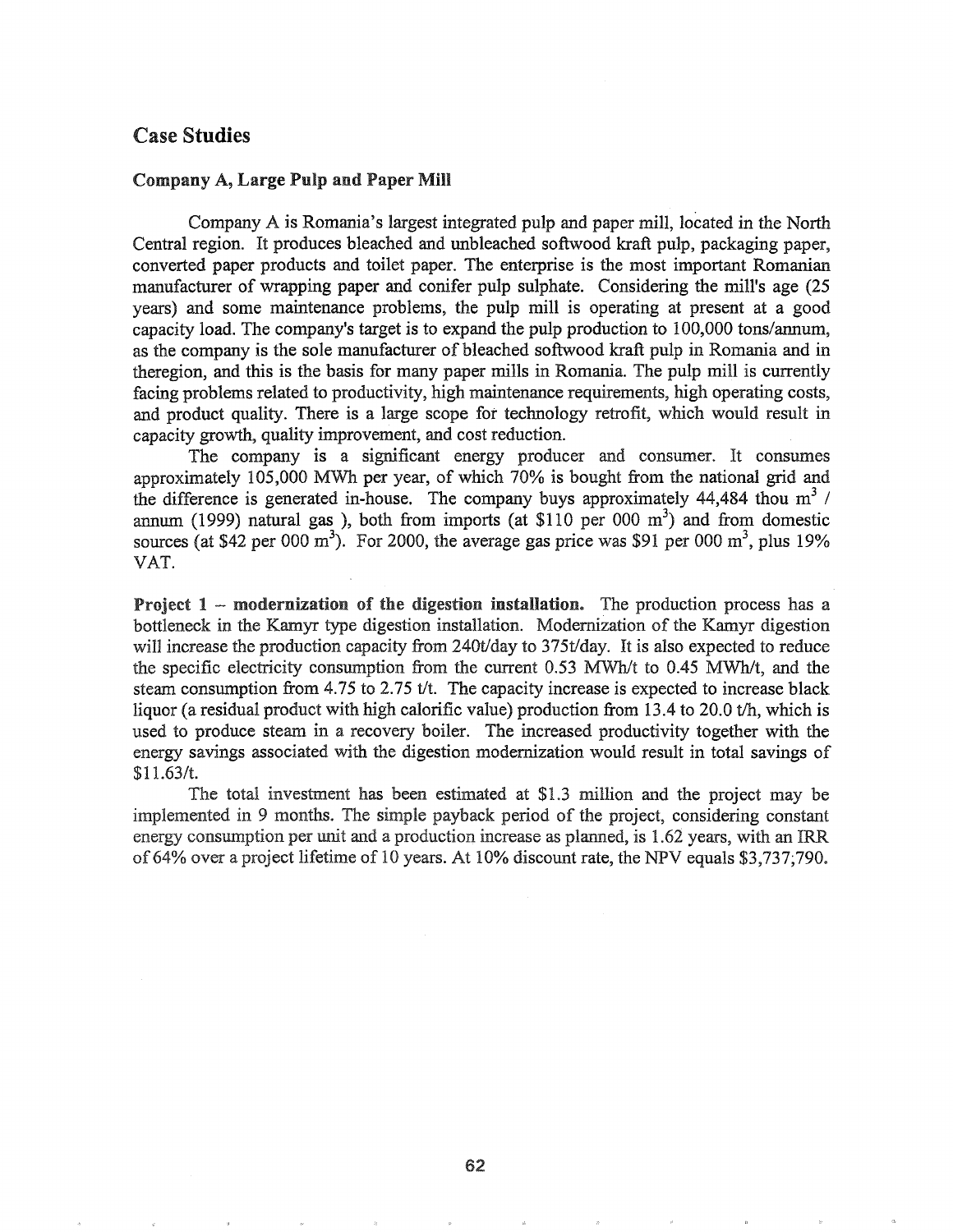## Case Studies

### Company A, Large Pulp and Paper Mill

Company A is Romania's largest integrated pulp and paper mill, located in the North Central region. It produces bleached and unbleached softwood kraft pulp, packaging paper, converted paper products and toilet paper. The enterprise is the most important Romanian manufacturer of wrapping paper and conifer pulp sulphate. Considering the mill's age (25 years) and some maintenance problems, the pulp mill is operating at present at a good capacity load. The company's target is to expand the pulp production to 100,000 tons/annum, as the company is the sole manufacturer of bleached softwood kraft pulp in Romania and in theregion, and this is the basis for many paper mills in Romania. The pulp mill is currently facing problems related to productivity, high maintenance requirements, high operating costs, and product quality. There is a large scope for technology retrofit, which would result in capacity growth, quality improvement, and cost reduction.

The company is a significant energy producer and consumer. It consumes approximately 105,000 MWh per year, of which 70% is bought from the national grid and the difference is generated in-house. The company buys approximately 44,484 thou $m^3$ / annum (1999) natural gas ), both from imports (at $110 per 000 $m^3$) and from domestic sources (at $42 per 000 $m^3$). For 2000, the average gas price was $91 per 000 $m^3$, plus 19% VAT.

**Project 1 – modernization of the digestion installation.** The production process has a bottleneck in the Kamyr type digestion installation. Modernization of the Kamyr digestion will increase the production capacity from 240t/day to 375t/day. It is also expected to reduce the specific electricity consumption from the current 0.53 MWh/t to 0.45 MWh/t, and the steam consumption from 4.75 to 2.75 t/t. The capacity increase is expected to increase black liquor (a residual product with high calorific value) production from 13.4 to 20.0 t/h, which is used to produce steam in a recovery boiler. The increased productivity together with the energy savings associated with the digestion modernization would result in total savings of $11.63/t.

The total investment has been estimated at $1.3 million and the project may be implemented in 9 months. The simple payback period of the project, considering constant energy consumption per unit and a production increase as planned, is 1.62 years, with an IRR of 64% over a project lifetime of 10 years. At 10% discount rate, the NPV equals $3,737;790.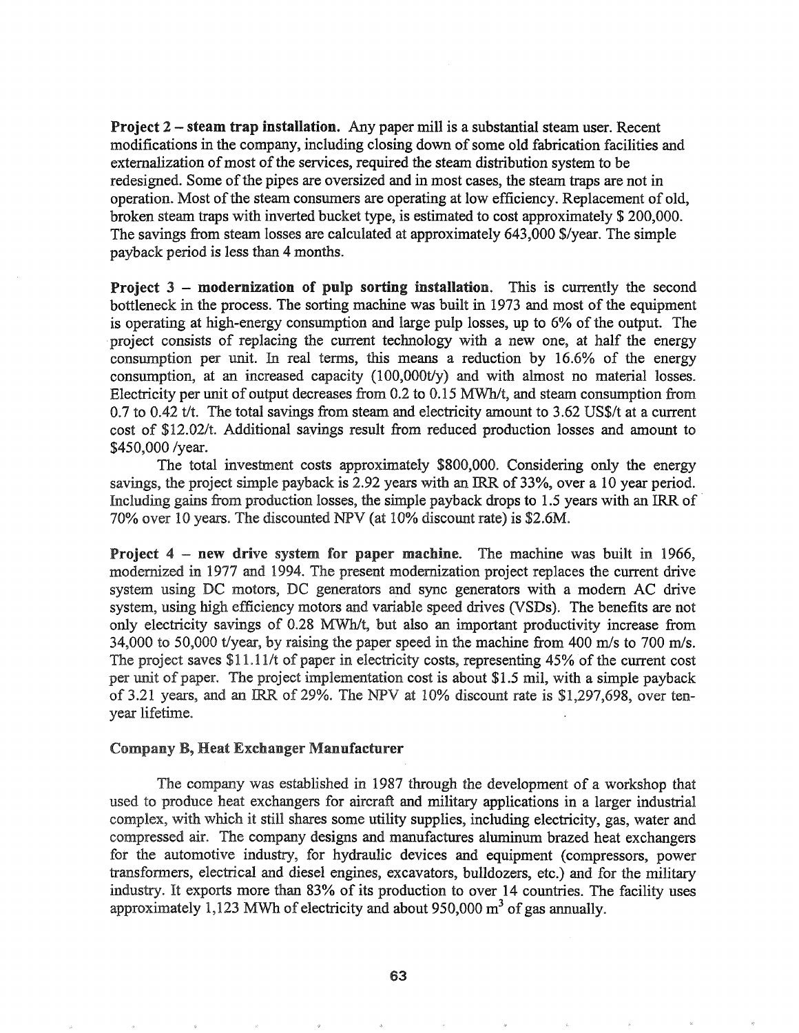**Project 2 – steam trap installation.** Any paper mill is a substantial steam user. Recent modifications in the company, including closing down of some old fabrication facilities and externalization of most of the services, required the steam distribution system to be redesigned. Some of the pipes are oversized and in most cases, the steam traps are not in operation. Most of the steam consumers are operating at low efficiency. Replacement of old, broken steam traps with inverted bucket type, is estimated to cost approximately $ 200,000. The savings from steam losses are calculated at approximately 643,000 $/year. The simple payback period is less than 4 months.

**Project 3 – modernization of pulp sorting installation.** This is currently the second bottleneck in the process. The sorting machine was built in 1973 and most of the equipment is operating at high-energy consumption and large pulp losses, up to 6% of the output. The project consists of replacing the current technology with a new one, at half the energy consumption per unit. In real terms, this means a reduction by 16.6% of the energy consumption, at an increased capacity (100,000t/y) and with almost no material losses. Electricity per unit of output decreases from 0.2 to 0.15 MWh/t, and steam consumption from 0.7 to 0.42 t/t. The total savings from steam and electricity amount to 3.62 US$/t at a current cost of $12.02/t. Additional savings result from reduced production losses and amount to $450,000 /year.

The total investment costs approximately $800,000. Considering only the energy savings, the project simple payback is 2.92 years with an IRR of 33%, over a 10 year period. Including gains from production losses, the simple payback drops to 1.5 years with an IRR of 70% over 10 years. The discounted NPV (at 10% discount rate) is $2.6M.

**Project 4 – new drive system for paper machine.** The machine was built in 1966, modernized in 1977 and 1994. The present modernization project replaces the current drive system using DC motors, DC generators and sync generators with a modern AC drive system, using high efficiency motors and variable speed drives (VSDs). The benefits are not only electricity savings of 0.28 MWh/t, but also an important productivity increase from 34,000 to 50,000 t/year, by raising the paper speed in the machine from 400 m/s to 700 m/s. The project saves $11.11/t of paper in electricity costs, representing 45% of the current cost per unit of paper. The project implementation cost is about $1.5 mil, with a simple payback of 3.21 years, and an IRR of 29%. The NPV at 10% discount rate is $1,297,698, over ten-year lifetime.

### Company B, Heat Exchanger Manufacturer

The company was established in 1987 through the development of a workshop that used to produce heat exchangers for aircraft and military applications in a larger industrial complex, with which it still shares some utility supplies, including electricity, gas, water and compressed air. The company designs and manufactures aluminum brazed heat exchangers for the automotive industry, for hydraulic devices and equipment (compressors, power transformers, electrical and diesel engines, excavators, bulldozers, etc.) and for the military industry. It exports more than 83% of its production to over 14 countries. The facility uses approximately 1,123 MWh of electricity and about 950,000 $m^3$ of gas annually.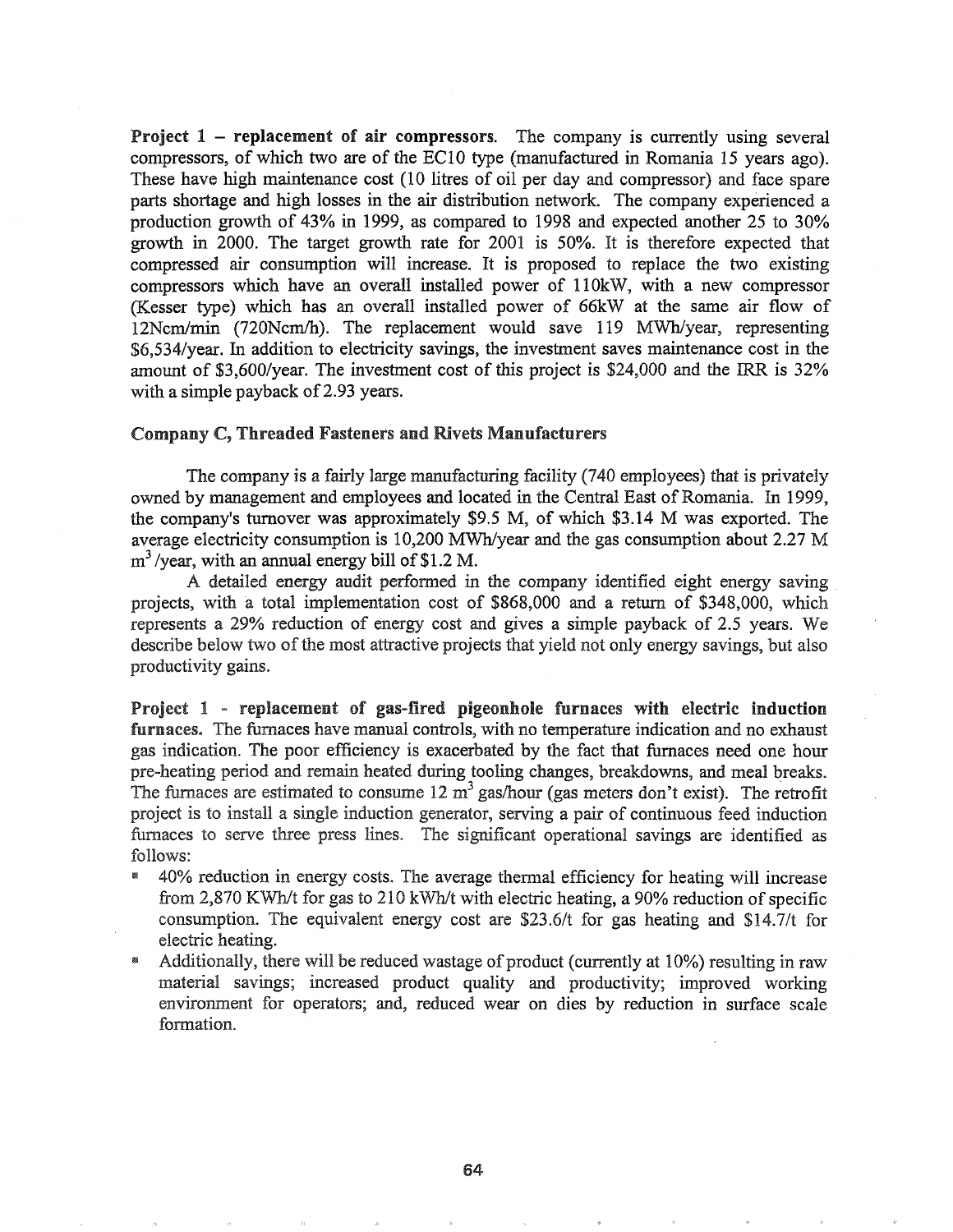**Project 1 – replacement of air compressors.** The company is currently using several compressors, of which two are of the EC10 type (manufactured in Romania 15 years ago). These have high maintenance cost (10 litres of oil per day and compressor) and face spare parts shortage and high losses in the air distribution network. The company experienced a production growth of 43% in 1999, as compared to 1998 and expected another 25 to 30% growth in 2000. The target growth rate for 2001 is 50%. It is therefore expected that compressed air consumption will increase. It is proposed to replace the two existing compressors which have an overall installed power of 110kW, with a new compressor (Kesser type) which has an overall installed power of 66kW at the same air flow of 12Ncm/min (720Ncm/h). The replacement would save 119 MWh/year, representing $6,534/year. In addition to electricity savings, the investment saves maintenance cost in the amount of $3,600/year. The investment cost of this project is $24,000 and the IRR is 32% with a simple payback of 2.93 years.

### Company C, Threaded Fasteners and Rivets Manufacturers

The company is a fairly large manufacturing facility (740 employees) that is privately owned by management and employees and located in the Central East of Romania. In 1999, the company's turnover was approximately $9.5 M, of which $3.14 M was exported. The average electricity consumption is 10,200 MWh/year and the gas consumption about 2.27 M $m^3$ /year, with an annual energy bill of $1.2 M.

A detailed energy audit performed in the company identified eight energy saving projects, with a total implementation cost of $868,000 and a return of $348,000, which represents a 29% reduction of energy cost and gives a simple payback of 2.5 years. We describe below two of the most attractive projects that yield not only energy savings, but also productivity gains.

**Project 1 - replacement of gas-fired pigeonhole furnaces with electric induction furnaces.** The furnaces have manual controls, with no temperature indication and no exhaust gas indication. The poor efficiency is exacerbated by the fact that furnaces need one hour pre-heating period and remain heated during tooling changes, breakdowns, and meal breaks. The furnaces are estimated to consume 12 $m^3$ gas/hour (gas meters don't exist). The retrofit project is to install a single induction generator, serving a pair of continuous feed induction furnaces to serve three press lines. The significant operational savings are identified as follows:

- 40% reduction in energy costs. The average thermal efficiency for heating will increase from 2,870 KWh/t for gas to 210 kWh/t with electric heating, a 90% reduction of specific consumption. The equivalent energy cost are $23.6/t for gas heating and $14.7/t for electric heating.
- Additionally, there will be reduced wastage of product (currently at 10%) resulting in raw material savings; increased product quality and productivity; improved working environment for operators; and, reduced wear on dies by reduction in surface scale formation.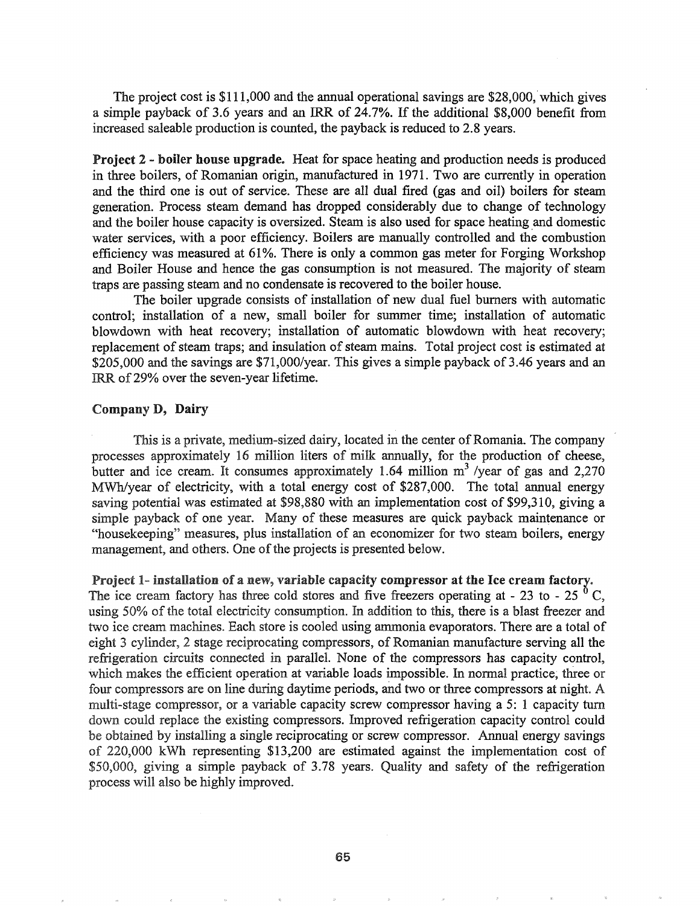The project cost is $111,000 and the annual operational savings are $28,000, which gives a simple payback of 3.6 years and an IRR of 24.7%. If the additional $8,000 benefit from increased saleable production is counted, the payback is reduced to 2.8 years.

**Project 2 - boiler house upgrade.** Heat for space heating and production needs is produced in three boilers, of Romanian origin, manufactured in 1971. Two are currently in operation and the third one is out of service. These are all dual fired (gas and oil) boilers for steam generation. Process steam demand has dropped considerably due to change of technology and the boiler house capacity is oversized. Steam is also used for space heating and domestic water services, with a poor efficiency. Boilers are manually controlled and the combustion efficiency was measured at 61%. There is only a common gas meter for Forging Workshop and Boiler House and hence the gas consumption is not measured. The majority of steam traps are passing steam and no condensate is recovered to the boiler house.

The boiler upgrade consists of installation of new dual fuel burners with automatic control; installation of a new, small boiler for summer time; installation of automatic blowdown with heat recovery; installation of automatic blowdown with heat recovery; replacement of steam traps; and insulation of steam mains. Total project cost is estimated at $205,000 and the savings are $71,000/year. This gives a simple payback of 3.46 years and an IRR of 29% over the seven-year lifetime.

### Company D, Dairy

This is a private, medium-sized dairy, located in the center of Romania. The company processes approximately 16 million liters of milk annually, for the production of cheese, butter and ice cream. It consumes approximately 1.64 million $m^3$ /year of gas and 2,270 MWh/year of electricity, with a total energy cost of $287,000. The total annual energy saving potential was estimated at $98,880 with an implementation cost of $99,310, giving a simple payback of one year. Many of these measures are quick payback maintenance or "housekeeping" measures, plus installation of an economizer for two steam boilers, energy management, and others. One of the projects is presented below.

**Project 1- installation of a new, variable capacity compressor at the Ice cream factory.** The ice cream factory has three cold stores and five freezers operating at - 23 to - 25 $^0$C, using 50% of the total electricity consumption. In addition to this, there is a blast freezer and two ice cream machines. Each store is cooled using ammonia evaporators. There are a total of eight 3 cylinder, 2 stage reciprocating compressors, of Romanian manufacture serving all the refrigeration circuits connected in parallel. None of the compressors has capacity control, which makes the efficient operation at variable loads impossible. In normal practice, three or four compressors are on line during daytime periods, and two or three compressors at night. A multi-stage compressor, or a variable capacity screw compressor having a 5: 1 capacity turn down could replace the existing compressors. Improved refrigeration capacity control could be obtained by installing a single reciprocating or screw compressor. Annual energy savings of 220,000 kWh representing $13,200 are estimated against the implementation cost of $50,000, giving a simple payback of 3.78 years. Quality and safety of the refrigeration process will also be highly improved.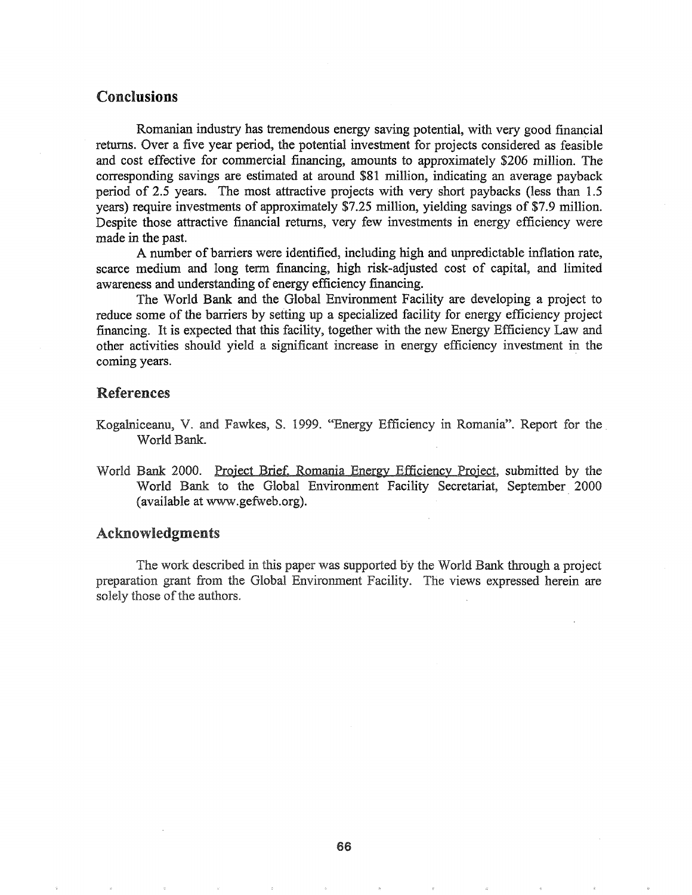## Conclusions

Romanian industry has tremendous energy saving potential, with very good financial returns. Over a five year period, the potential investment for projects considered as feasible and cost effective for commercial financing, amounts to approximately $206 million. The corresponding savings are estimated at around $81 million, indicating an average payback period of 2.5 years. The most attractive projects with very short paybacks (less than 1.5 years) require investments of approximately $7.25 million, yielding savings of $7.9 million. Despite those attractive financial returns, very few investments in energy efficiency were made in the past.

A number of barriers were identified, including high and unpredictable inflation rate, scarce medium and long term financing, high risk-adjusted cost of capital, and limited awareness and understanding of energy efficiency financing.

The World Bank and the Global Environment Facility are developing a project to reduce some of the barriers by setting up a specialized facility for energy efficiency project financing. It is expected that this facility, together with the new Energy Efficiency Law and other activities should yield a significant increase in energy efficiency investment in the coming years.

## References

Kogalniceanu, V. and Fawkes, S. 1999. "Energy Efficiency in Romania". Report for the World Bank.

World Bank 2000. Project Brief, Romania Energy Efficiency Project, submitted by the World Bank to the Global Environment Facility Secretariat, September 2000 (available at www.gefweb.org).

## Acknowledgments

The work described in this paper was supported by the World Bank through a project preparation grant from the Global Environment Facility. The views expressed herein are solely those of the authors.